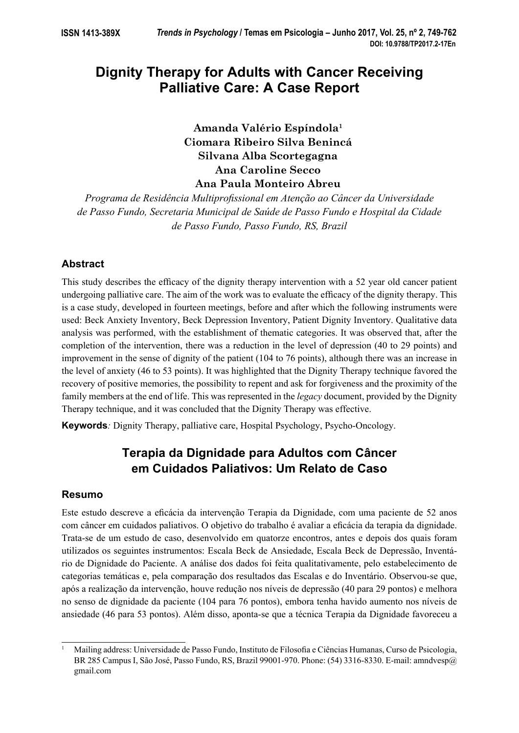# Dignity Therapy for Adults with Cancer Receiving Palliative Care: A Case Report

**Amanda Valério Espíndola[1]**
**Ciomara Ribeiro Silva Benincá**
**Silvana Alba Scortegagna**
**Ana Caroline Secco**
**Ana Paula Monteiro Abreu**

*Programa de Residência Multiprofissional em Atenção ao Câncer da Universidade de Passo Fundo, Secretaria Municipal de Saúde de Passo Fundo e Hospital da Cidade de Passo Fundo, Passo Fundo, RS, Brazil*

## Abstract

This study describes the efficacy of the dignity therapy intervention with a 52 year old cancer patient undergoing palliative care. The aim of the work was to evaluate the efficacy of the dignity therapy. This is a case study, developed in fourteen meetings, before and after which the following instruments were used: Beck Anxiety Inventory, Beck Depression Inventory, Patient Dignity Inventory. Qualitative data analysis was performed, with the establishment of thematic categories. It was observed that, after the completion of the intervention, there was a reduction in the level of depression (40 to 29 points) and improvement in the sense of dignity of the patient (104 to 76 points), although there was an increase in the level of anxiety (46 to 53 points). It was highlighted that the Dignity Therapy technique favored the recovery of positive memories, the possibility to repent and ask for forgiveness and the proximity of the family members at the end of life. This was represented in the *legacy* document, provided by the Dignity Therapy technique, and it was concluded that the Dignity Therapy was effective.

**Keywords***:* Dignity Therapy, palliative care, Hospital Psychology, Psycho-Oncology.

# Terapia da Dignidade para Adultos com Câncer em Cuidados Paliativos: Um Relato de Caso

## Resumo

Este estudo descreve a eficácia da intervenção Terapia da Dignidade, com uma paciente de 52 anos com câncer em cuidados paliativos. O objetivo do trabalho é avaliar a eficácia da terapia da dignidade. Trata-se de um estudo de caso, desenvolvido em quatorze encontros, antes e depois dos quais foram utilizados os seguintes instrumentos: Escala Beck de Ansiedade, Escala Beck de Depressão, Inventário de Dignidade do Paciente. A análise dos dados foi feita qualitativamente, pelo estabelecimento de categorias temáticas e, pela comparação dos resultados das Escalas e do Inventário. Observou-se que, após a realização da intervenção, houve redução nos níveis de depressão (40 para 29 pontos) e melhora no senso de dignidade da paciente (104 para 76 pontos), embora tenha havido aumento nos níveis de ansiedade (46 para 53 pontos). Além disso, aponta-se que a técnica Terapia da Dignidade favoreceu a

---

[1] Mailing address: Universidade de Passo Fundo, Instituto de Filosofia e Ciências Humanas, Curso de Psicologia, BR 285 Campus I, São José, Passo Fundo, RS, Brazil 99001-970. Phone: (54) 3316-8330. E-mail: amndvesp@gmail.com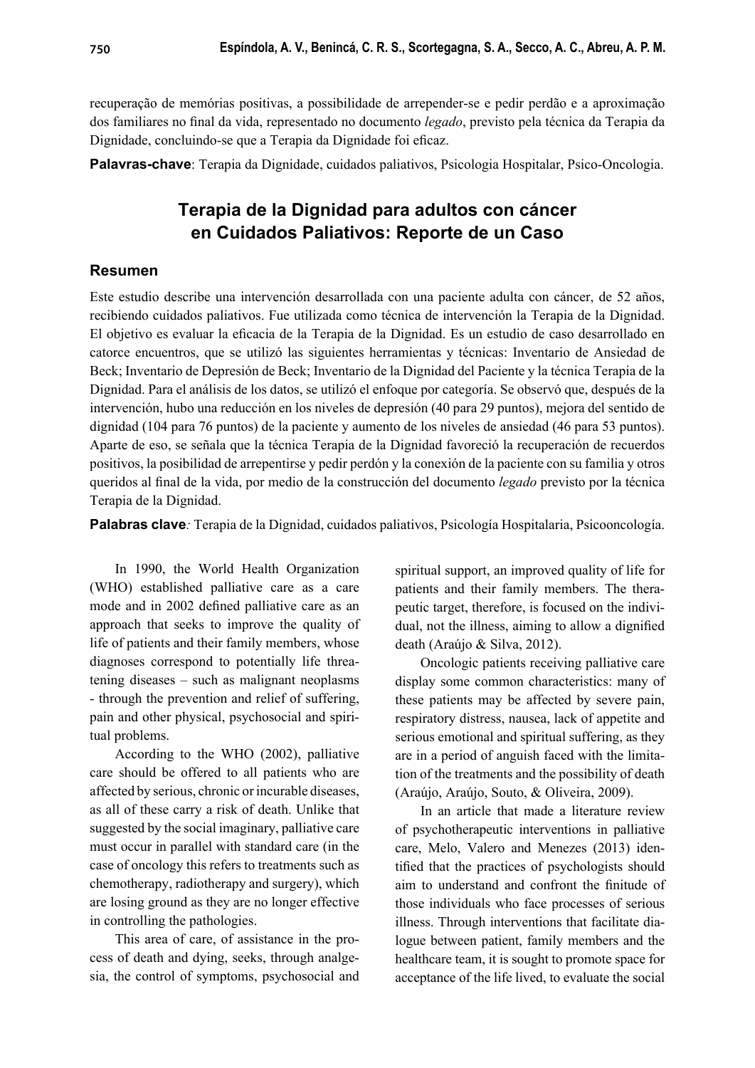recuperação de memórias positivas, a possibilidade de arrepender-se e pedir perdão e a aproximação dos familiares no final da vida, representado no documento *legado*, previsto pela técnica da Terapia da Dignidade, concluindo-se que a Terapia da Dignidade foi eficaz.

**Palavras-chave**: Terapia da Dignidade, cuidados paliativos, Psicologia Hospitalar, Psico-Oncologia.

## Terapia de la Dignidad para adultos con cáncer en Cuidados Paliativos: Reporte de un Caso

### Resumen

Este estudio describe una intervención desarrollada con una paciente adulta con cáncer, de 52 años, recibiendo cuidados paliativos. Fue utilizada como técnica de intervención la Terapia de la Dignidad. El objetivo es evaluar la eficacia de la Terapia de la Dignidad. Es un estudio de caso desarrollado en catorce encuentros, que se utilizó las siguientes herramientas y técnicas: Inventario de Ansiedad de Beck; Inventario de Depresión de Beck; Inventario de la Dignidad del Paciente y la técnica Terapia de la Dignidad. Para el análisis de los datos, se utilizó el enfoque por categoría. Se observó que, después de la intervención, hubo una reducción en los niveles de depresión (40 para 29 puntos), mejora del sentido de dignidad (104 para 76 puntos) de la paciente y aumento de los niveles de ansiedad (46 para 53 puntos). Aparte de eso, se señala que la técnica Terapia de la Dignidad favoreció la recuperación de recuerdos positivos, la posibilidad de arrepentirse y pedir perdón y la conexión de la paciente con su familia y otros queridos al final de la vida, por medio de la construcción del documento *legado* previsto por la técnica Terapia de la Dignidad.

**Palabras clave***:* Terapia de la Dignidad, cuidados paliativos, Psicología Hospitalaria, Psicooncología.

In 1990, the World Health Organization (WHO) established palliative care as a care mode and in 2002 defined palliative care as an approach that seeks to improve the quality of life of patients and their family members, whose diagnoses correspond to potentially life threatening diseases – such as malignant neoplasms - through the prevention and relief of suffering, pain and other physical, psychosocial and spiritual problems.

According to the WHO (2002), palliative care should be offered to all patients who are affected by serious, chronic or incurable diseases, as all of these carry a risk of death. Unlike that suggested by the social imaginary, palliative care must occur in parallel with standard care (in the case of oncology this refers to treatments such as chemotherapy, radiotherapy and surgery), which are losing ground as they are no longer effective in controlling the pathologies.

This area of care, of assistance in the process of death and dying, seeks, through analgesia, the control of symptoms, psychosocial and spiritual support, an improved quality of life for patients and their family members. The therapeutic target, therefore, is focused on the individual, not the illness, aiming to allow a dignified death (Araújo & Silva, 2012).

Oncologic patients receiving palliative care display some common characteristics: many of these patients may be affected by severe pain, respiratory distress, nausea, lack of appetite and serious emotional and spiritual suffering, as they are in a period of anguish faced with the limitation of the treatments and the possibility of death (Araújo, Araújo, Souto, & Oliveira, 2009).

In an article that made a literature review of psychotherapeutic interventions in palliative care, Melo, Valero and Menezes (2013) identified that the practices of psychologists should aim to understand and confront the finitude of those individuals who face processes of serious illness. Through interventions that facilitate dialogue between patient, family members and the healthcare team, it is sought to promote space for acceptance of the life lived, to evaluate the social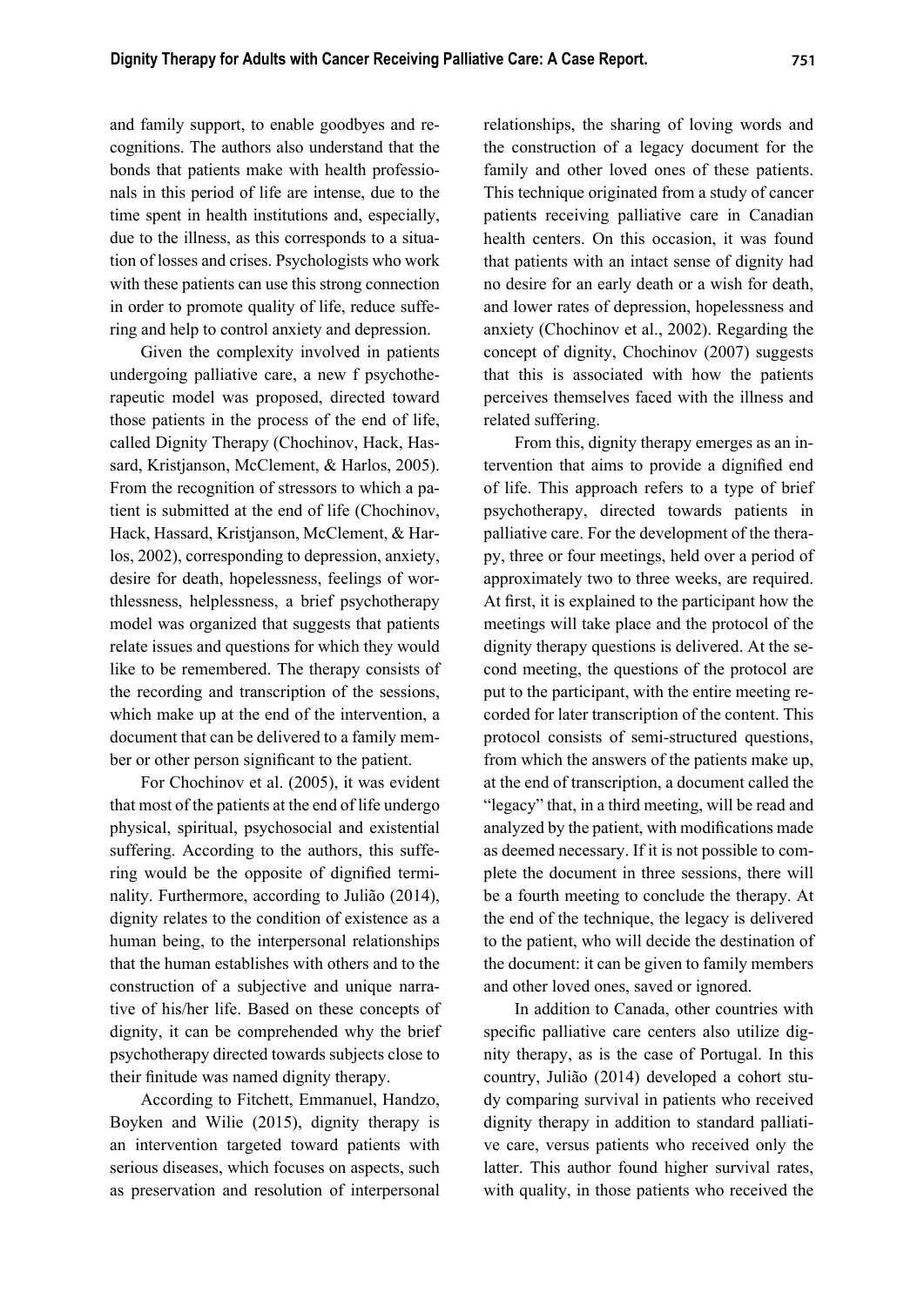and family support, to enable goodbyes and recognitions. The authors also understand that the bonds that patients make with health professionals in this period of life are intense, due to the time spent in health institutions and, especially, due to the illness, as this corresponds to a situation of losses and crises. Psychologists who work with these patients can use this strong connection in order to promote quality of life, reduce suffering and help to control anxiety and depression.

Given the complexity involved in patients undergoing palliative care, a new f psychotherapeutic model was proposed, directed toward those patients in the process of the end of life, called Dignity Therapy (Chochinov, Hack, Hassard, Kristjanson, McClement, & Harlos, 2005). From the recognition of stressors to which a patient is submitted at the end of life (Chochinov, Hack, Hassard, Kristjanson, McClement, & Harlos, 2002), corresponding to depression, anxiety, desire for death, hopelessness, feelings of worthlessness, helplessness, a brief psychotherapy model was organized that suggests that patients relate issues and questions for which they would like to be remembered. The therapy consists of the recording and transcription of the sessions, which make up at the end of the intervention, a document that can be delivered to a family member or other person significant to the patient.

For Chochinov et al. (2005), it was evident that most of the patients at the end of life undergo physical, spiritual, psychosocial and existential suffering. According to the authors, this suffering would be the opposite of dignified terminality. Furthermore, according to Julião (2014), dignity relates to the condition of existence as a human being, to the interpersonal relationships that the human establishes with others and to the construction of a subjective and unique narrative of his/her life. Based on these concepts of dignity, it can be comprehended why the brief psychotherapy directed towards subjects close to their finitude was named dignity therapy.

According to Fitchett, Emmanuel, Handzo, Boyken and Wilie (2015), dignity therapy is an intervention targeted toward patients with serious diseases, which focuses on aspects, such as preservation and resolution of interpersonal relationships, the sharing of loving words and the construction of a legacy document for the family and other loved ones of these patients. This technique originated from a study of cancer patients receiving palliative care in Canadian health centers. On this occasion, it was found that patients with an intact sense of dignity had no desire for an early death or a wish for death, and lower rates of depression, hopelessness and anxiety (Chochinov et al., 2002). Regarding the concept of dignity, Chochinov (2007) suggests that this is associated with how the patients perceives themselves faced with the illness and related suffering.

From this, dignity therapy emerges as an intervention that aims to provide a dignified end of life. This approach refers to a type of brief psychotherapy, directed towards patients in palliative care. For the development of the therapy, three or four meetings, held over a period of approximately two to three weeks, are required. At first, it is explained to the participant how the meetings will take place and the protocol of the dignity therapy questions is delivered. At the second meeting, the questions of the protocol are put to the participant, with the entire meeting recorded for later transcription of the content. This protocol consists of semi-structured questions, from which the answers of the patients make up, at the end of transcription, a document called the "legacy" that, in a third meeting, will be read and analyzed by the patient, with modifications made as deemed necessary. If it is not possible to complete the document in three sessions, there will be a fourth meeting to conclude the therapy. At the end of the technique, the legacy is delivered to the patient, who will decide the destination of the document: it can be given to family members and other loved ones, saved or ignored.

In addition to Canada, other countries with specific palliative care centers also utilize dignity therapy, as is the case of Portugal. In this country, Julião (2014) developed a cohort study comparing survival in patients who received dignity therapy in addition to standard palliative care, versus patients who received only the latter. This author found higher survival rates, with quality, in those patients who received the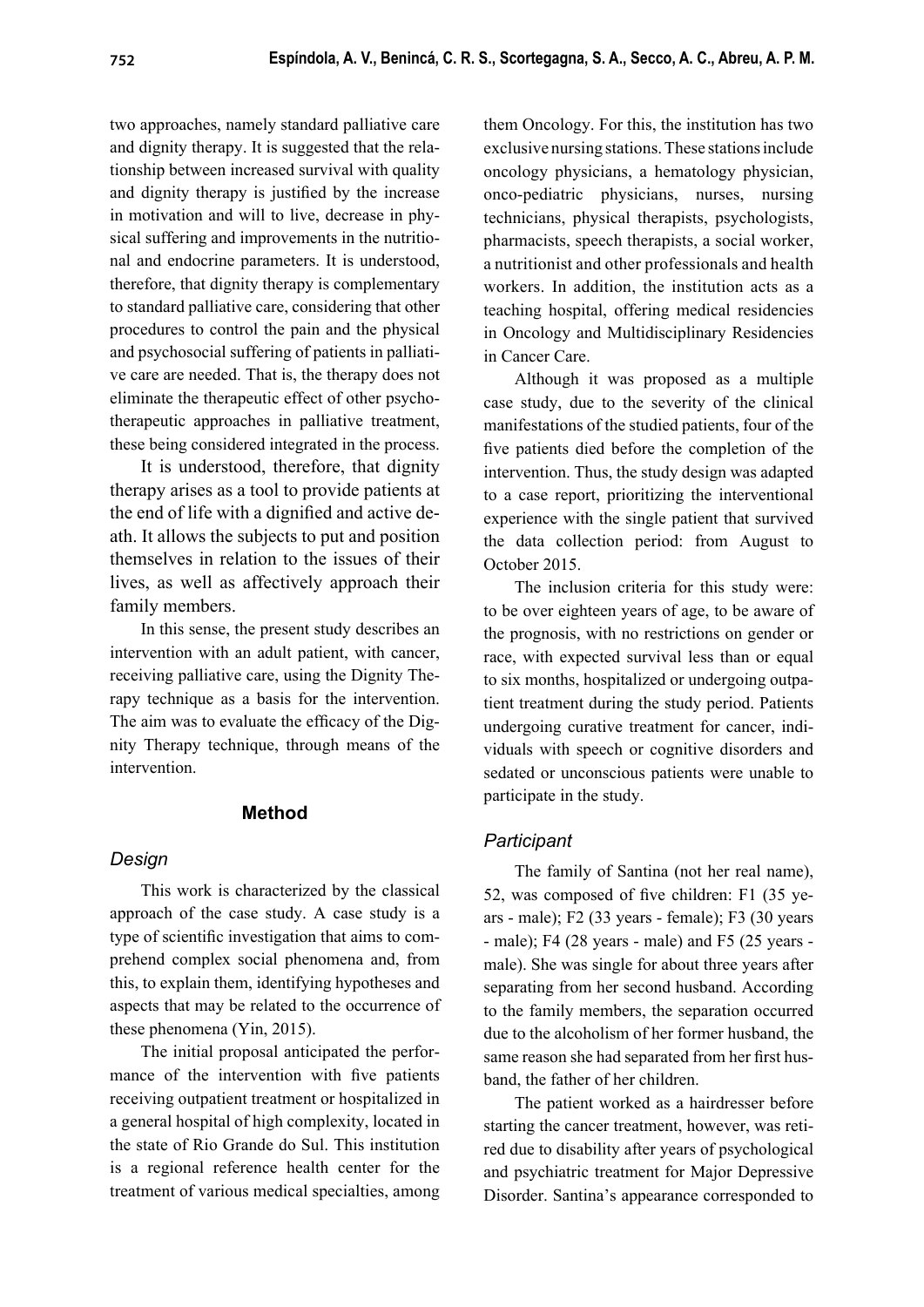two approaches, namely standard palliative care and dignity therapy. It is suggested that the relationship between increased survival with quality and dignity therapy is justified by the increase in motivation and will to live, decrease in physical suffering and improvements in the nutritional and endocrine parameters. It is understood, therefore, that dignity therapy is complementary to standard palliative care, considering that other procedures to control the pain and the physical and psychosocial suffering of patients in palliative care are needed. That is, the therapy does not eliminate the therapeutic effect of other psychotherapeutic approaches in palliative treatment, these being considered integrated in the process.

It is understood, therefore, that dignity therapy arises as a tool to provide patients at the end of life with a dignified and active death. It allows the subjects to put and position themselves in relation to the issues of their lives, as well as affectively approach their family members.

In this sense, the present study describes an intervention with an adult patient, with cancer, receiving palliative care, using the Dignity Therapy technique as a basis for the intervention. The aim was to evaluate the efficacy of the Dignity Therapy technique, through means of the intervention.

## Method

### *Design*

This work is characterized by the classical approach of the case study. A case study is a type of scientific investigation that aims to comprehend complex social phenomena and, from this, to explain them, identifying hypotheses and aspects that may be related to the occurrence of these phenomena (Yin, 2015).

The initial proposal anticipated the performance of the intervention with five patients receiving outpatient treatment or hospitalized in a general hospital of high complexity, located in the state of Rio Grande do Sul. This institution is a regional reference health center for the treatment of various medical specialties, among them Oncology. For this, the institution has two exclusive nursing stations. These stations include oncology physicians, a hematology physician, onco-pediatric physicians, nurses, nursing technicians, physical therapists, psychologists, pharmacists, speech therapists, a social worker, a nutritionist and other professionals and health workers. In addition, the institution acts as a teaching hospital, offering medical residencies in Oncology and Multidisciplinary Residencies in Cancer Care.

Although it was proposed as a multiple case study, due to the severity of the clinical manifestations of the studied patients, four of the five patients died before the completion of the intervention. Thus, the study design was adapted to a case report, prioritizing the interventional experience with the single patient that survived the data collection period: from August to October 2015.

The inclusion criteria for this study were: to be over eighteen years of age, to be aware of the prognosis, with no restrictions on gender or race, with expected survival less than or equal to six months, hospitalized or undergoing outpatient treatment during the study period. Patients undergoing curative treatment for cancer, individuals with speech or cognitive disorders and sedated or unconscious patients were unable to participate in the study.

### *Participant*

The family of Santina (not her real name), 52, was composed of five children: F1 (35 years - male); F2 (33 years - female); F3 (30 years - male); F4 (28 years - male) and F5 (25 years - male). She was single for about three years after separating from her second husband. According to the family members, the separation occurred due to the alcoholism of her former husband, the same reason she had separated from her first husband, the father of her children.

The patient worked as a hairdresser before starting the cancer treatment, however, was retired due to disability after years of psychological and psychiatric treatment for Major Depressive Disorder. Santina's appearance corresponded to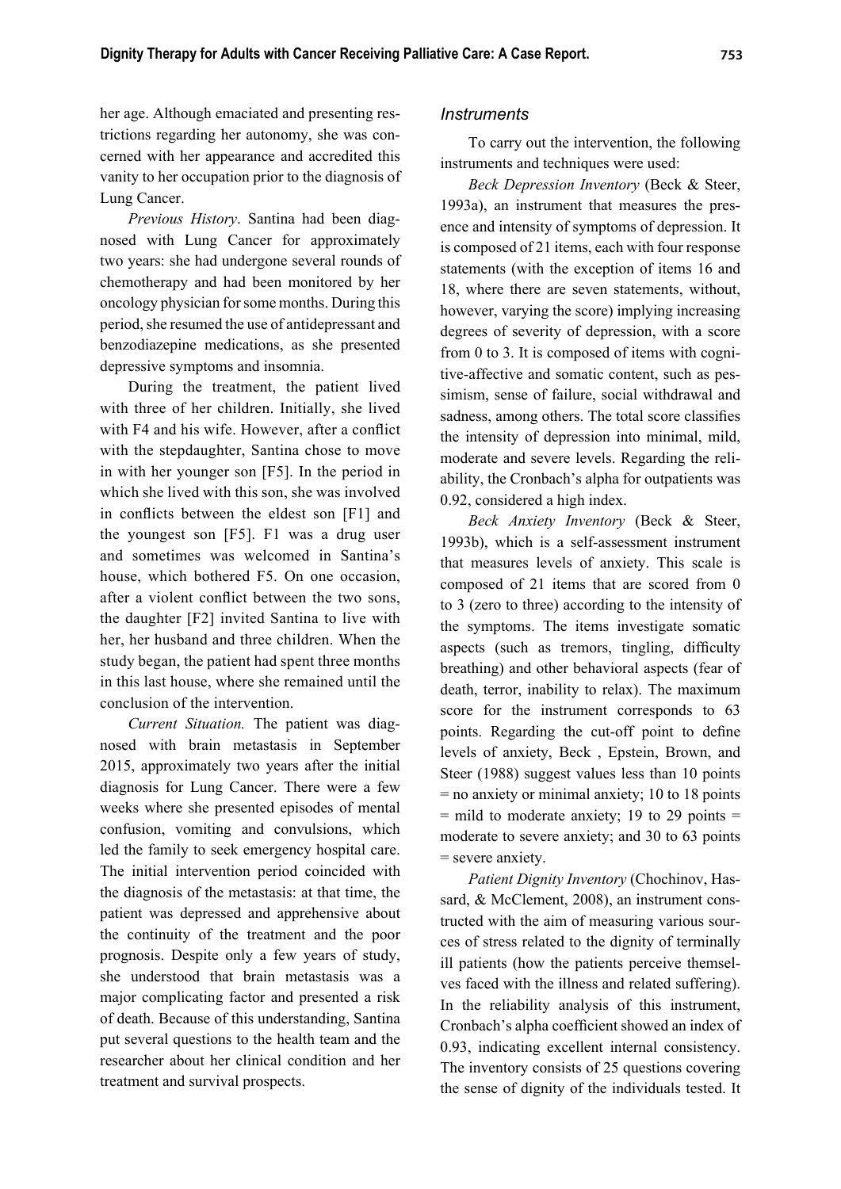her age. Although emaciated and presenting restrictions regarding her autonomy, she was concerned with her appearance and accredited this vanity to her occupation prior to the diagnosis of Lung Cancer.

*Previous History*. Santina had been diagnosed with Lung Cancer for approximately two years: she had undergone several rounds of chemotherapy and had been monitored by her oncology physician for some months. During this period, she resumed the use of antidepressant and benzodiazepine medications, as she presented depressive symptoms and insomnia.

During the treatment, the patient lived with three of her children. Initially, she lived with F4 and his wife. However, after a conflict with the stepdaughter, Santina chose to move in with her younger son [F5]. In the period in which she lived with this son, she was involved in conflicts between the eldest son [F1] and the youngest son [F5]. F1 was a drug user and sometimes was welcomed in Santina's house, which bothered F5. On one occasion, after a violent conflict between the two sons, the daughter [F2] invited Santina to live with her, her husband and three children. When the study began, the patient had spent three months in this last house, where she remained until the conclusion of the intervention.

*Current Situation.* The patient was diagnosed with brain metastasis in September 2015, approximately two years after the initial diagnosis for Lung Cancer. There were a few weeks where she presented episodes of mental confusion, vomiting and convulsions, which led the family to seek emergency hospital care. The initial intervention period coincided with the diagnosis of the metastasis: at that time, the patient was depressed and apprehensive about the continuity of the treatment and the poor prognosis. Despite only a few years of study, she understood that brain metastasis was a major complicating factor and presented a risk of death. Because of this understanding, Santina put several questions to the health team and the researcher about her clinical condition and her treatment and survival prospects.

### *Instruments*

To carry out the intervention, the following instruments and techniques were used:

*Beck Depression Inventory* (Beck & Steer, 1993a), an instrument that measures the presence and intensity of symptoms of depression. It is composed of 21 items, each with four response statements (with the exception of items 16 and 18, where there are seven statements, without, however, varying the score) implying increasing degrees of severity of depression, with a score from 0 to 3. It is composed of items with cognitive-affective and somatic content, such as pessimism, sense of failure, social withdrawal and sadness, among others. The total score classifies the intensity of depression into minimal, mild, moderate and severe levels. Regarding the reliability, the Cronbach's alpha for outpatients was 0.92, considered a high index.

*Beck Anxiety Inventory* (Beck & Steer, 1993b), which is a self-assessment instrument that measures levels of anxiety. This scale is composed of 21 items that are scored from 0 to 3 (zero to three) according to the intensity of the symptoms. The items investigate somatic aspects (such as tremors, tingling, difficulty breathing) and other behavioral aspects (fear of death, terror, inability to relax). The maximum score for the instrument corresponds to 63 points. Regarding the cut-off point to define levels of anxiety, Beck , Epstein, Brown, and Steer (1988) suggest values less than 10 points = no anxiety or minimal anxiety; 10 to 18 points = mild to moderate anxiety; 19 to 29 points = moderate to severe anxiety; and 30 to 63 points = severe anxiety.

*Patient Dignity Inventory* (Chochinov, Hassard, & McClement, 2008), an instrument constructed with the aim of measuring various sources of stress related to the dignity of terminally ill patients (how the patients perceive themselves faced with the illness and related suffering). In the reliability analysis of this instrument, Cronbach's alpha coefficient showed an index of 0.93, indicating excellent internal consistency. The inventory consists of 25 questions covering the sense of dignity of the individuals tested. It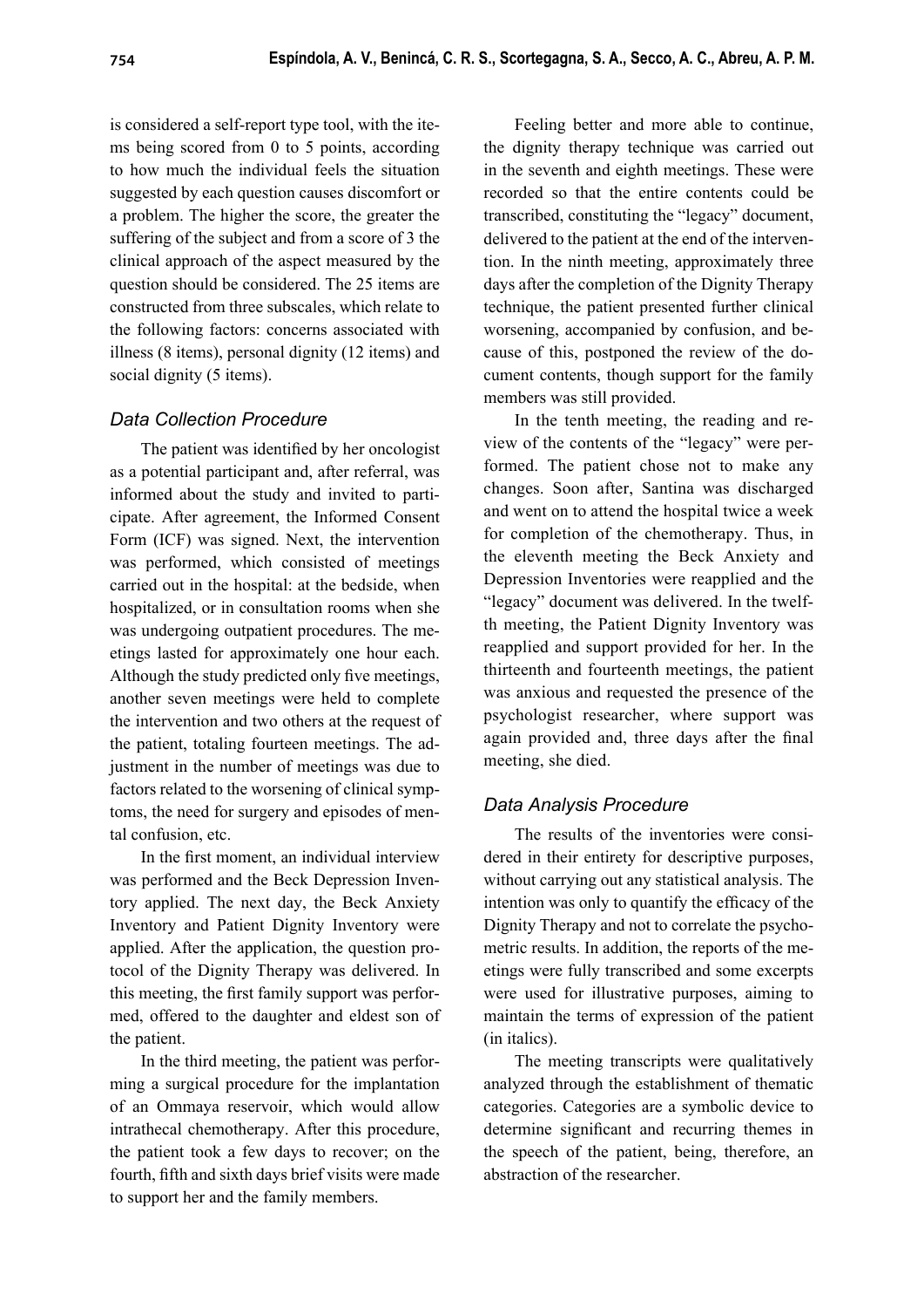is considered a self-report type tool, with the items being scored from 0 to 5 points, according to how much the individual feels the situation suggested by each question causes discomfort or a problem. The higher the score, the greater the suffering of the subject and from a score of 3 the clinical approach of the aspect measured by the question should be considered. The 25 items are constructed from three subscales, which relate to the following factors: concerns associated with illness (8 items), personal dignity (12 items) and social dignity (5 items).

### *Data Collection Procedure*

The patient was identified by her oncologist as a potential participant and, after referral, was informed about the study and invited to participate. After agreement, the Informed Consent Form (ICF) was signed. Next, the intervention was performed, which consisted of meetings carried out in the hospital: at the bedside, when hospitalized, or in consultation rooms when she was undergoing outpatient procedures. The meetings lasted for approximately one hour each. Although the study predicted only five meetings, another seven meetings were held to complete the intervention and two others at the request of the patient, totaling fourteen meetings. The adjustment in the number of meetings was due to factors related to the worsening of clinical symptoms, the need for surgery and episodes of mental confusion, etc.

In the first moment, an individual interview was performed and the Beck Depression Inventory applied. The next day, the Beck Anxiety Inventory and Patient Dignity Inventory were applied. After the application, the question protocol of the Dignity Therapy was delivered. In this meeting, the first family support was performed, offered to the daughter and eldest son of the patient.

In the third meeting, the patient was performing a surgical procedure for the implantation of an Ommaya reservoir, which would allow intrathecal chemotherapy. After this procedure, the patient took a few days to recover; on the fourth, fifth and sixth days brief visits were made to support her and the family members.

Feeling better and more able to continue, the dignity therapy technique was carried out in the seventh and eighth meetings. These were recorded so that the entire contents could be transcribed, constituting the "legacy" document, delivered to the patient at the end of the intervention. In the ninth meeting, approximately three days after the completion of the Dignity Therapy technique, the patient presented further clinical worsening, accompanied by confusion, and because of this, postponed the review of the document contents, though support for the family members was still provided.

In the tenth meeting, the reading and review of the contents of the "legacy" were performed. The patient chose not to make any changes. Soon after, Santina was discharged and went on to attend the hospital twice a week for completion of the chemotherapy. Thus, in the eleventh meeting the Beck Anxiety and Depression Inventories were reapplied and the "legacy" document was delivered. In the twelfth meeting, the Patient Dignity Inventory was reapplied and support provided for her. In the thirteenth and fourteenth meetings, the patient was anxious and requested the presence of the psychologist researcher, where support was again provided and, three days after the final meeting, she died.

### *Data Analysis Procedure*

The results of the inventories were considered in their entirety for descriptive purposes, without carrying out any statistical analysis. The intention was only to quantify the efficacy of the Dignity Therapy and not to correlate the psychometric results. In addition, the reports of the meetings were fully transcribed and some excerpts were used for illustrative purposes, aiming to maintain the terms of expression of the patient (in italics).

The meeting transcripts were qualitatively analyzed through the establishment of thematic categories. Categories are a symbolic device to determine significant and recurring themes in the speech of the patient, being, therefore, an abstraction of the researcher.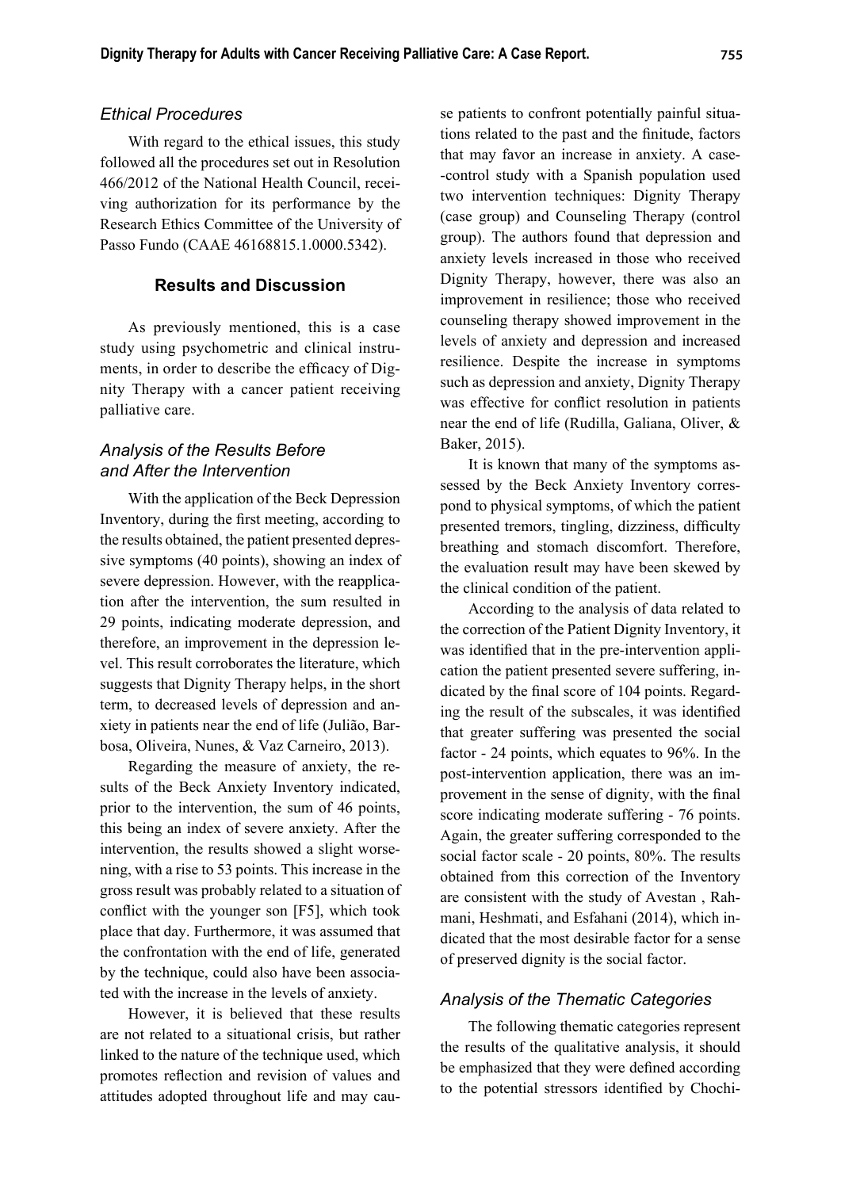### *Ethical Procedures*

With regard to the ethical issues, this study followed all the procedures set out in Resolution 466/2012 of the National Health Council, receiving authorization for its performance by the Research Ethics Committee of the University of Passo Fundo (CAAE 46168815.1.0000.5342).

## Results and Discussion

As previously mentioned, this is a case study using psychometric and clinical instruments, in order to describe the efficacy of Dignity Therapy with a cancer patient receiving palliative care.

### *Analysis of the Results Before and After the Intervention*

With the application of the Beck Depression Inventory, during the first meeting, according to the results obtained, the patient presented depressive symptoms (40 points), showing an index of severe depression. However, with the reapplication after the intervention, the sum resulted in 29 points, indicating moderate depression, and therefore, an improvement in the depression level. This result corroborates the literature, which suggests that Dignity Therapy helps, in the short term, to decreased levels of depression and anxiety in patients near the end of life (Julião, Barbosa, Oliveira, Nunes, & Vaz Carneiro, 2013).

Regarding the measure of anxiety, the results of the Beck Anxiety Inventory indicated, prior to the intervention, the sum of 46 points, this being an index of severe anxiety. After the intervention, the results showed a slight worsening, with a rise to 53 points. This increase in the gross result was probably related to a situation of conflict with the younger son [F5], which took place that day. Furthermore, it was assumed that the confrontation with the end of life, generated by the technique, could also have been associated with the increase in the levels of anxiety.

However, it is believed that these results are not related to a situational crisis, but rather linked to the nature of the technique used, which promotes reflection and revision of values and attitudes adopted throughout life and may cause patients to confront potentially painful situations related to the past and the finitude, factors that may favor an increase in anxiety. A case-control study with a Spanish population used two intervention techniques: Dignity Therapy (case group) and Counseling Therapy (control group). The authors found that depression and anxiety levels increased in those who received Dignity Therapy, however, there was also an improvement in resilience; those who received counseling therapy showed improvement in the levels of anxiety and depression and increased resilience. Despite the increase in symptoms such as depression and anxiety, Dignity Therapy was effective for conflict resolution in patients near the end of life (Rudilla, Galiana, Oliver, & Baker, 2015).

It is known that many of the symptoms assessed by the Beck Anxiety Inventory correspond to physical symptoms, of which the patient presented tremors, tingling, dizziness, difficulty breathing and stomach discomfort. Therefore, the evaluation result may have been skewed by the clinical condition of the patient.

According to the analysis of data related to the correction of the Patient Dignity Inventory, it was identified that in the pre-intervention application the patient presented severe suffering, indicated by the final score of 104 points. Regarding the result of the subscales, it was identified that greater suffering was presented the social factor - 24 points, which equates to 96%. In the post-intervention application, there was an improvement in the sense of dignity, with the final score indicating moderate suffering - 76 points. Again, the greater suffering corresponded to the social factor scale - 20 points, 80%. The results obtained from this correction of the Inventory are consistent with the study of Avestan , Rahmani, Heshmati, and Esfahani (2014), which indicated that the most desirable factor for a sense of preserved dignity is the social factor.

### *Analysis of the Thematic Categories*

The following thematic categories represent the results of the qualitative analysis, it should be emphasized that they were defined according to the potential stressors identified by Chochi-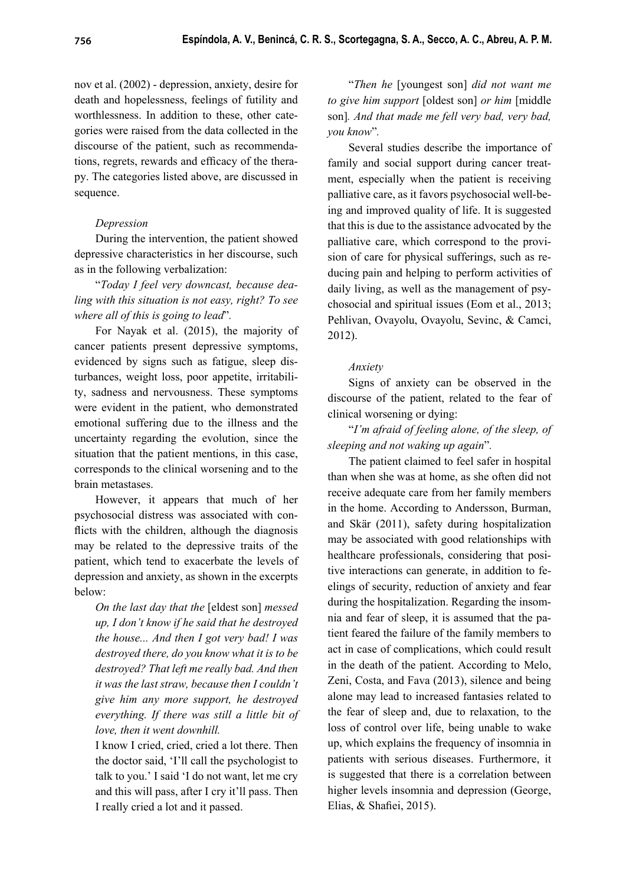nov et al. (2002) - depression, anxiety, desire for death and hopelessness, feelings of futility and worthlessness. In addition to these, other categories were raised from the data collected in the discourse of the patient, such as recommendations, regrets, rewards and efficacy of the therapy. The categories listed above, are discussed in sequence.

*Depression*

During the intervention, the patient showed depressive characteristics in her discourse, such as in the following verbalization:

"*Today I feel very downcast, because dealing with this situation is not easy, right? To see where all of this is going to lead*".

For Nayak et al. (2015), the majority of cancer patients present depressive symptoms, evidenced by signs such as fatigue, sleep disturbances, weight loss, poor appetite, irritability, sadness and nervousness. These symptoms were evident in the patient, who demonstrated emotional suffering due to the illness and the uncertainty regarding the evolution, since the situation that the patient mentions, in this case, corresponds to the clinical worsening and to the brain metastases.

However, it appears that much of her psychosocial distress was associated with conflicts with the children, although the diagnosis may be related to the depressive traits of the patient, which tend to exacerbate the levels of depression and anxiety, as shown in the excerpts below:

> *On the last day that the* [eldest son] *messed up, I don't know if he said that he destroyed the house... And then I got very bad! I was destroyed there, do you know what it is to be destroyed? That left me really bad. And then it was the last straw, because then I couldn't give him any more support, he destroyed everything. If there was still a little bit of love, then it went downhill.*
>
> I know I cried, cried, cried a lot there. Then the doctor said, 'I'll call the psychologist to talk to you.' I said 'I do not want, let me cry and this will pass, after I cry it'll pass. Then I really cried a lot and it passed.

"*Then he* [youngest son] *did not want me to give him support* [oldest son] *or him* [middle son]*. And that made me fell very bad, very bad, you know*".

Several studies describe the importance of family and social support during cancer treatment, especially when the patient is receiving palliative care, as it favors psychosocial well-being and improved quality of life. It is suggested that this is due to the assistance advocated by the palliative care, which correspond to the provision of care for physical sufferings, such as reducing pain and helping to perform activities of daily living, as well as the management of psychosocial and spiritual issues (Eom et al., 2013; Pehlivan, Ovayolu, Ovayolu, Sevinc, & Camci, 2012).

*Anxiety*

Signs of anxiety can be observed in the discourse of the patient, related to the fear of clinical worsening or dying:

"*I'm afraid of feeling alone, of the sleep, of sleeping and not waking up again*".

The patient claimed to feel safer in hospital than when she was at home, as she often did not receive adequate care from her family members in the home. According to Andersson, Burman, and Skär (2011), safety during hospitalization may be associated with good relationships with healthcare professionals, considering that positive interactions can generate, in addition to feelings of security, reduction of anxiety and fear during the hospitalization. Regarding the insomnia and fear of sleep, it is assumed that the patient feared the failure of the family members to act in case of complications, which could result in the death of the patient. According to Melo, Zeni, Costa, and Fava (2013), silence and being alone may lead to increased fantasies related to the fear of sleep and, due to relaxation, to the loss of control over life, being unable to wake up, which explains the frequency of insomnia in patients with serious diseases. Furthermore, it is suggested that there is a correlation between higher levels insomnia and depression (George, Elias, & Shafiei, 2015).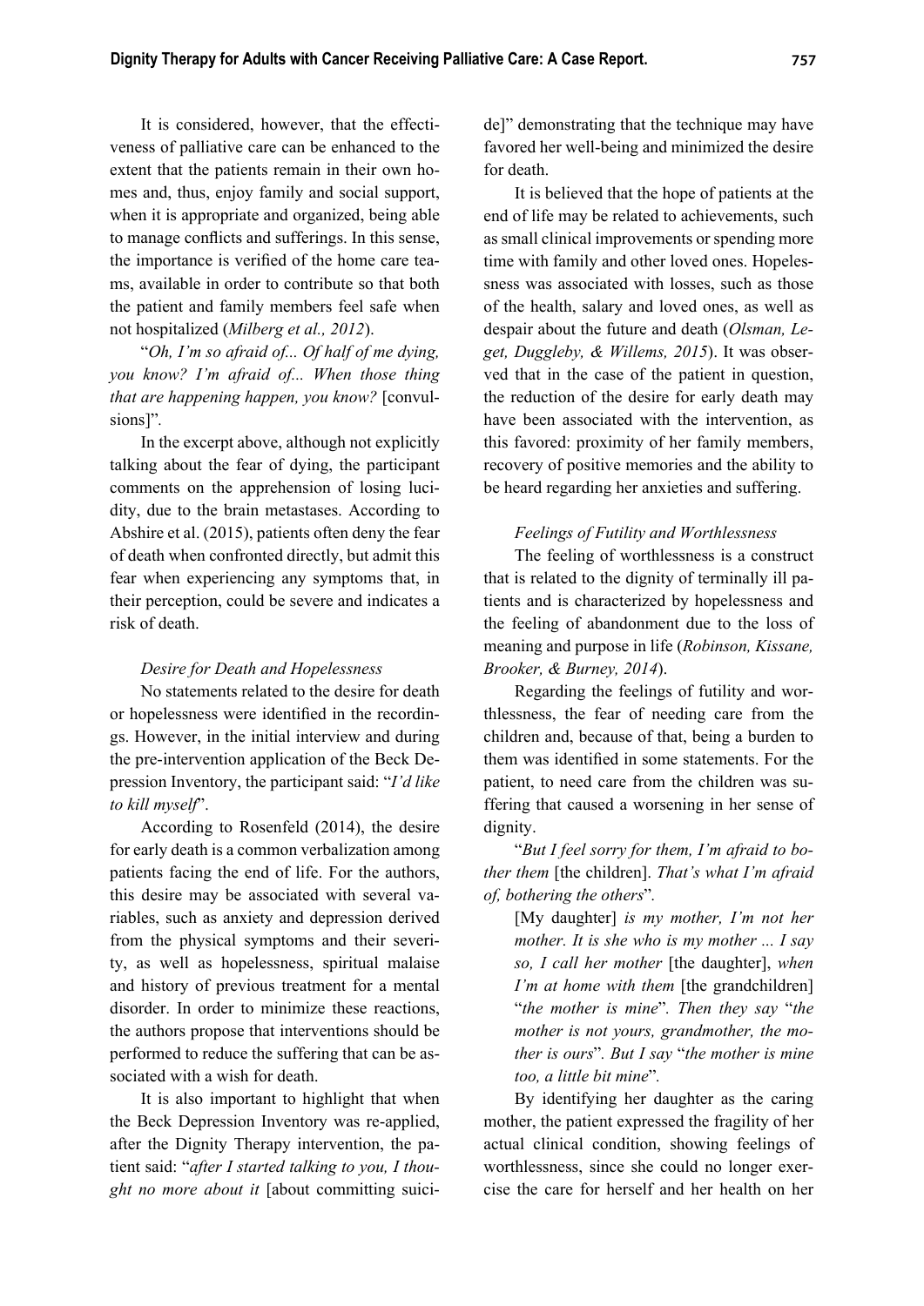It is considered, however, that the effectiveness of palliative care can be enhanced to the extent that the patients remain in their own homes and, thus, enjoy family and social support, when it is appropriate and organized, being able to manage conflicts and sufferings. In this sense, the importance is verified of the home care teams, available in order to contribute so that both the patient and family members feel safe when not hospitalized (*Milberg et al., 2012*).

"*Oh, I'm so afraid of... Of half of me dying, you know? I'm afraid of... When those thing that are happening happen, you know?* [convulsions]".

In the excerpt above, although not explicitly talking about the fear of dying, the participant comments on the apprehension of losing lucidity, due to the brain metastases. According to Abshire et al. (2015), patients often deny the fear of death when confronted directly, but admit this fear when experiencing any symptoms that, in their perception, could be severe and indicates a risk of death.

*Desire for Death and Hopelessness*

No statements related to the desire for death or hopelessness were identified in the recordings. However, in the initial interview and during the pre-intervention application of the Beck Depression Inventory, the participant said: "*I'd like to kill myself*".

According to Rosenfeld (2014), the desire for early death is a common verbalization among patients facing the end of life. For the authors, this desire may be associated with several variables, such as anxiety and depression derived from the physical symptoms and their severity, as well as hopelessness, spiritual malaise and history of previous treatment for a mental disorder. In order to minimize these reactions, the authors propose that interventions should be performed to reduce the suffering that can be associated with a wish for death.

It is also important to highlight that when the Beck Depression Inventory was re-applied, after the Dignity Therapy intervention, the patient said: "*after I started talking to you, I thought no more about it* [about committing suicide]" demonstrating that the technique may have favored her well-being and minimized the desire for death.

It is believed that the hope of patients at the end of life may be related to achievements, such as small clinical improvements or spending more time with family and other loved ones. Hopelessness was associated with losses, such as those of the health, salary and loved ones, as well as despair about the future and death (*Olsman, Leget, Duggleby, & Willems, 2015*). It was observed that in the case of the patient in question, the reduction of the desire for early death may have been associated with the intervention, as this favored: proximity of her family members, recovery of positive memories and the ability to be heard regarding her anxieties and suffering.

*Feelings of Futility and Worthlessness*

The feeling of worthlessness is a construct that is related to the dignity of terminally ill patients and is characterized by hopelessness and the feeling of abandonment due to the loss of meaning and purpose in life (*Robinson, Kissane, Brooker, & Burney, 2014*).

Regarding the feelings of futility and worthlessness, the fear of needing care from the children and, because of that, being a burden to them was identified in some statements. For the patient, to need care from the children was suffering that caused a worsening in her sense of dignity.

"*But I feel sorry for them, I'm afraid to bother them* [the children]. *That's what I'm afraid of, bothering the others*".

> [My daughter] *is my mother, I'm not her mother. It is she who is my mother ... I say so, I call her mother* [the daughter], *when I'm at home with them* [the grandchildren] "*the mother is mine*". *Then they say* "*the mother is not yours, grandmother, the mother is ours*". *But I say* "*the mother is mine too, a little bit mine*".

By identifying her daughter as the caring mother, the patient expressed the fragility of her actual clinical condition, showing feelings of worthlessness, since she could no longer exercise the care for herself and her health on her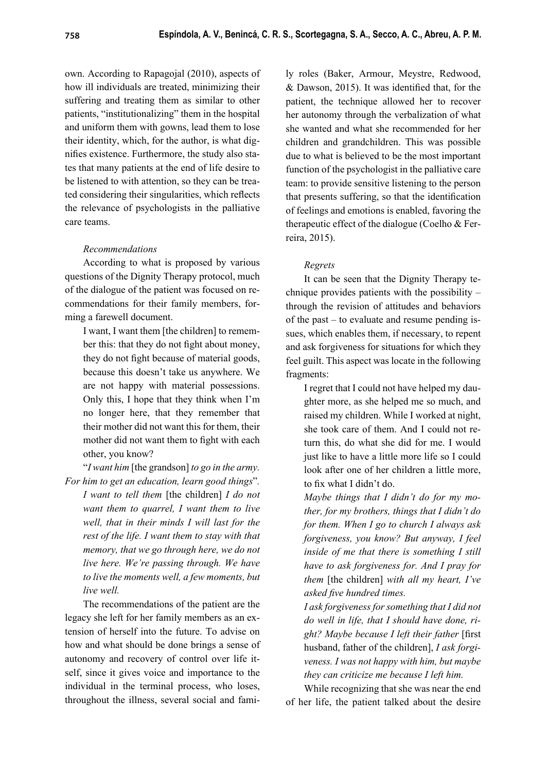own. According to Rapagojal (2010), aspects of how ill individuals are treated, minimizing their suffering and treating them as similar to other patients, "institutionalizing" them in the hospital and uniform them with gowns, lead them to lose their identity, which, for the author, is what dignifies existence. Furthermore, the study also states that many patients at the end of life desire to be listened to with attention, so they can be treated considering their singularities, which reflects the relevance of psychologists in the palliative care teams.

*Recommendations*

According to what is proposed by various questions of the Dignity Therapy protocol, much of the dialogue of the patient was focused on recommendations for their family members, forming a farewell document.

> I want, I want them [the children] to remember this: that they do not fight about money, they do not fight because of material goods, because this doesn't take us anywhere. We are not happy with material possessions. Only this, I hope that they think when I'm no longer here, that they remember that their mother did not want this for them, their mother did not want them to fight with each other, you know?

"*I want him* [the grandson] *to go in the army. For him to get an education, learn good things*".

> *I want to tell them* [the children] *I do not want them to quarrel, I want them to live well, that in their minds I will last for the rest of the life. I want them to stay with that memory, that we go through here, we do not live here. We're passing through. We have to live the moments well, a few moments, but live well.*

The recommendations of the patient are the legacy she left for her family members as an extension of herself into the future. To advise on how and what should be done brings a sense of autonomy and recovery of control over life itself, since it gives voice and importance to the individual in the terminal process, who loses, throughout the illness, several social and family roles (Baker, Armour, Meystre, Redwood, & Dawson, 2015). It was identified that, for the patient, the technique allowed her to recover her autonomy through the verbalization of what she wanted and what she recommended for her children and grandchildren. This was possible due to what is believed to be the most important function of the psychologist in the palliative care team: to provide sensitive listening to the person that presents suffering, so that the identification of feelings and emotions is enabled, favoring the therapeutic effect of the dialogue (Coelho & Ferreira, 2015).

*Regrets*

It can be seen that the Dignity Therapy technique provides patients with the possibility – through the revision of attitudes and behaviors of the past – to evaluate and resume pending issues, which enables them, if necessary, to repent and ask forgiveness for situations for which they feel guilt. This aspect was locate in the following fragments:

> I regret that I could not have helped my daughter more, as she helped me so much, and raised my children. While I worked at night, she took care of them. And I could not return this, do what she did for me. I would just like to have a little more life so I could look after one of her children a little more, to fix what I didn't do.
>
> *Maybe things that I didn't do for my mother, for my brothers, things that I didn't do for them. When I go to church I always ask forgiveness, you know? But anyway, I feel inside of me that there is something I still have to ask forgiveness for. And I pray for them* [the children] *with all my heart, I've asked five hundred times.*
>
> *I ask forgiveness for something that I did not do well in life, that I should have done, right? Maybe because I left their father* [first husband, father of the children], *I ask forgiveness. I was not happy with him, but maybe they can criticize me because I left him.*

While recognizing that she was near the end of her life, the patient talked about the desire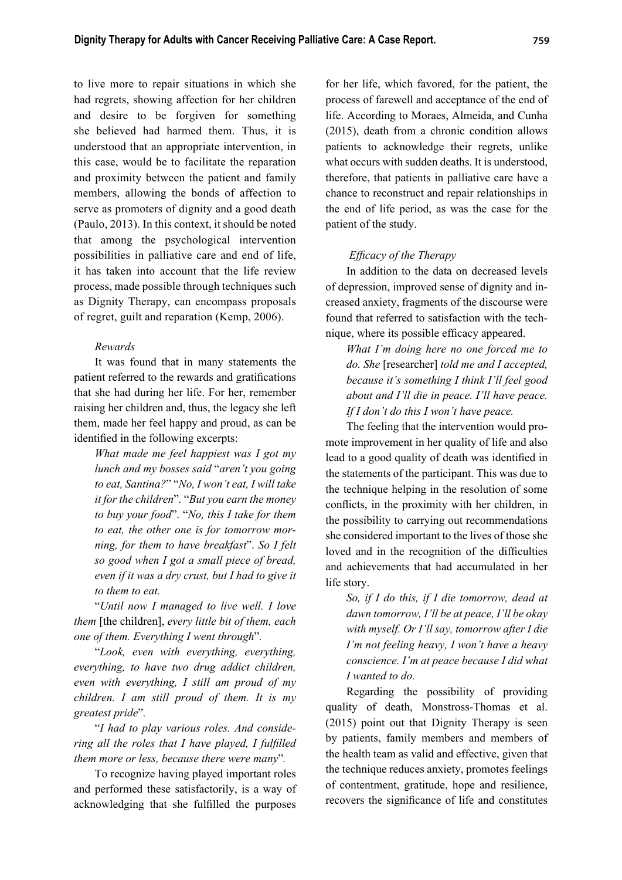to live more to repair situations in which she had regrets, showing affection for her children and desire to be forgiven for something she believed had harmed them. Thus, it is understood that an appropriate intervention, in this case, would be to facilitate the reparation and proximity between the patient and family members, allowing the bonds of affection to serve as promoters of dignity and a good death (Paulo, 2013). In this context, it should be noted that among the psychological intervention possibilities in palliative care and end of life, it has taken into account that the life review process, made possible through techniques such as Dignity Therapy, can encompass proposals of regret, guilt and reparation (Kemp, 2006).

*Rewards*

It was found that in many statements the patient referred to the rewards and gratifications that she had during her life. For her, remember raising her children and, thus, the legacy she left them, made her feel happy and proud, as can be identified in the following excerpts:

*What made me feel happiest was I got my lunch and my bosses said* "*aren't you going to eat, Santina?*" "*No, I won't eat, I will take it for the children*". "*But you earn the money to buy your food*". "*No, this I take for them to eat, the other one is for tomorrow morning, for them to have breakfast*". *So I felt so good when I got a small piece of bread, even if it was a dry crust, but I had to give it to them to eat.*

"*Until now I managed to live well. I love them* [the children], *every little bit of them, each one of them. Everything I went through*".

"*Look, even with everything, everything, everything, to have two drug addict children, even with everything, I still am proud of my children. I am still proud of them. It is my greatest pride*".

"*I had to play various roles. And considering all the roles that I have played, I fulfilled them more or less, because there were many*".

To recognize having played important roles and performed these satisfactorily, is a way of acknowledging that she fulfilled the purposes for her life, which favored, for the patient, the process of farewell and acceptance of the end of life. According to Moraes, Almeida, and Cunha (2015), death from a chronic condition allows patients to acknowledge their regrets, unlike what occurs with sudden deaths. It is understood, therefore, that patients in palliative care have a chance to reconstruct and repair relationships in the end of life period, as was the case for the patient of the study.

*Efficacy of the Therapy*

In addition to the data on decreased levels of depression, improved sense of dignity and increased anxiety, fragments of the discourse were found that referred to satisfaction with the technique, where its possible efficacy appeared.

*What I'm doing here no one forced me to do. She* [researcher] *told me and I accepted, because it's something I think I'll feel good about and I'll die in peace. I'll have peace. If I don't do this I won't have peace.*

The feeling that the intervention would promote improvement in her quality of life and also lead to a good quality of death was identified in the statements of the participant. This was due to the technique helping in the resolution of some conflicts, in the proximity with her children, in the possibility to carrying out recommendations she considered important to the lives of those she loved and in the recognition of the difficulties and achievements that had accumulated in her life story.

*So, if I do this, if I die tomorrow, dead at dawn tomorrow, I'll be at peace, I'll be okay with myself. Or I'll say, tomorrow after I die I'm not feeling heavy, I won't have a heavy conscience. I'm at peace because I did what I wanted to do.*

Regarding the possibility of providing quality of death, Monstross-Thomas et al. (2015) point out that Dignity Therapy is seen by patients, family members and members of the health team as valid and effective, given that the technique reduces anxiety, promotes feelings of contentment, gratitude, hope and resilience, recovers the significance of life and constitutes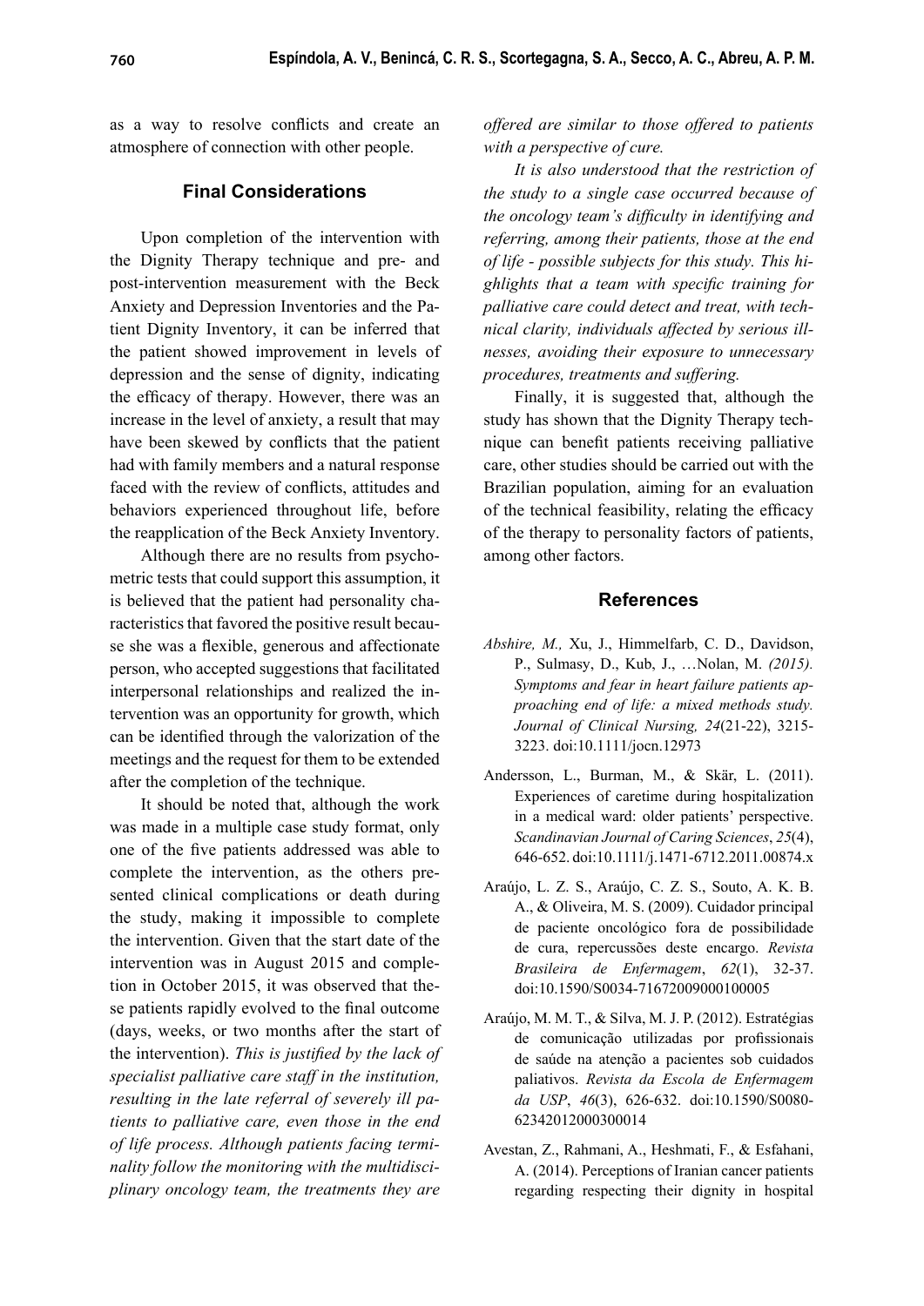as a way to resolve conflicts and create an atmosphere of connection with other people.

## Final Considerations

Upon completion of the intervention with the Dignity Therapy technique and pre- and post-intervention measurement with the Beck Anxiety and Depression Inventories and the Patient Dignity Inventory, it can be inferred that the patient showed improvement in levels of depression and the sense of dignity, indicating the efficacy of therapy. However, there was an increase in the level of anxiety, a result that may have been skewed by conflicts that the patient had with family members and a natural response faced with the review of conflicts, attitudes and behaviors experienced throughout life, before the reapplication of the Beck Anxiety Inventory.

Although there are no results from psychometric tests that could support this assumption, it is believed that the patient had personality characteristics that favored the positive result because she was a flexible, generous and affectionate person, who accepted suggestions that facilitated interpersonal relationships and realized the intervention was an opportunity for growth, which can be identified through the valorization of the meetings and the request for them to be extended after the completion of the technique.

It should be noted that, although the work was made in a multiple case study format, only one of the five patients addressed was able to complete the intervention, as the others presented clinical complications or death during the study, making it impossible to complete the intervention. Given that the start date of the intervention was in August 2015 and completion in October 2015, it was observed that these patients rapidly evolved to the final outcome (days, weeks, or two months after the start of the intervention). *This is justified by the lack of specialist palliative care staff in the institution, resulting in the late referral of severely ill patients to palliative care, even those in the end of life process. Although patients facing terminality follow the monitoring with the multidisciplinary oncology team, the treatments they are offered are similar to those offered to patients with a perspective of cure.*

*It is also understood that the restriction of the study to a single case occurred because of the oncology team's difficulty in identifying and referring, among their patients, those at the end of life - possible subjects for this study. This highlights that a team with specific training for palliative care could detect and treat, with technical clarity, individuals affected by serious illnesses, avoiding their exposure to unnecessary procedures, treatments and suffering.*

Finally, it is suggested that, although the study has shown that the Dignity Therapy technique can benefit patients receiving palliative care, other studies should be carried out with the Brazilian population, aiming for an evaluation of the technical feasibility, relating the efficacy of the therapy to personality factors of patients, among other factors.

## References

*Abshire, M.,* Xu, J., Himmelfarb, C. D., Davidson, P., Sulmasy, D., Kub, J., …Nolan, M. *(2015). Symptoms and fear in heart failure patients approaching end of life: a mixed methods study. Journal of Clinical Nursing, 24*(21-22), 3215-3223. doi:10.1111/jocn.12973

Andersson, L., Burman, M., & Skär, L. (2011). Experiences of caretime during hospitalization in a medical ward: older patients' perspective. *Scandinavian Journal of Caring Sciences*, *25*(4), 646-652. doi:10.1111/j.1471-6712.2011.00874.x

Araújo, L. Z. S., Araújo, C. Z. S., Souto, A. K. B. A., & Oliveira, M. S. (2009). Cuidador principal de paciente oncológico fora de possibilidade de cura, repercussões deste encargo. *Revista Brasileira de Enfermagem*, *62*(1), 32-37. doi:10.1590/S0034-71672009000100005

Araújo, M. M. T., & Silva, M. J. P. (2012). Estratégias de comunicação utilizadas por profissionais de saúde na atenção a pacientes sob cuidados paliativos. *Revista da Escola de Enfermagem da USP*, *46*(3), 626-632. doi:10.1590/S0080-62342012000300014

Avestan, Z., Rahmani, A., Heshmati, F., & Esfahani, A. (2014). Perceptions of Iranian cancer patients regarding respecting their dignity in hospital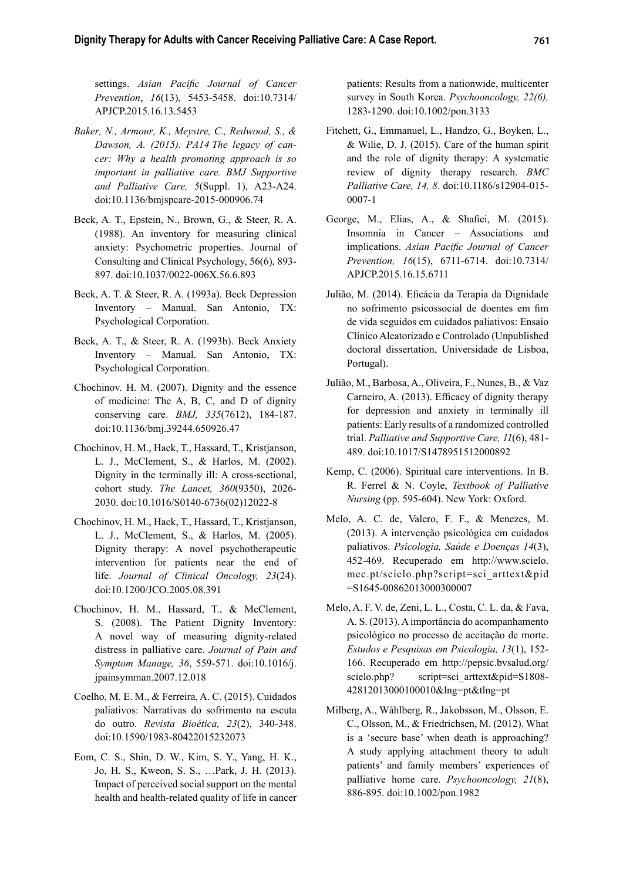settings. *Asian Pacific Journal of Cancer Prevention*, *16*(13), 5453-5458. doi:10.7314/APJCP.2015.16.13.5453

*Baker, N., Armour, K., Meystre, C., Redwood, S., & Dawson, A. (2015). PA14 The legacy of cancer: Why a health promoting approach is so important in palliative care. BMJ Supportive and Palliative Care, 5*(Suppl. 1), A23-A24. doi:10.1136/bmjspcare-2015-000906.74

Beck, A. T., Epstein, N., Brown, G., & Steer, R. A. (1988). An inventory for measuring clinical anxiety: Psychometric properties. Journal of Consulting and Clinical Psychology, 56(6), 893-897. doi:10.1037/0022-006X.56.6.893

Beck, A. T. & Steer, R. A. (1993a). Beck Depression Inventory – Manual. San Antonio, TX: Psychological Corporation.

Beck, A. T., & Steer, R. A. (1993b). Beck Anxiety Inventory – Manual. San Antonio, TX: Psychological Corporation.

Chochinov. H. M. (2007). Dignity and the essence of medicine: The A, B, C, and D of dignity conserving care. *BMJ, 335*(7612), 184-187. doi:10.1136/bmj.39244.650926.47

Chochinov, H. M., Hack, T., Hassard, T., Kristjanson, L. J., McClement, S., & Harlos, M. (2002). Dignity in the terminally ill: A cross-sectional, cohort study. *The Lancet, 360*(9350), 2026-2030. doi:10.1016/S0140-6736(02)12022-8

Chochinov, H. M., Hack, T., Hassard, T., Kristjanson, L. J., McClement, S., & Harlos, M. (2005). Dignity therapy: A novel psychotherapeutic intervention for patients near the end of life. *Journal of Clinical Oncology, 23*(24). doi:10.1200/JCO.2005.08.391

Chochinov, H. M., Hassard, T., & McClement, S. (2008). The Patient Dignity Inventory: A novel way of measuring dignity-related distress in palliative care. *Journal of Pain and Symptom Manage, 36*, 559-571. doi:10.1016/j.jpainsymman.2007.12.018

Coelho, M. E. M., & Ferreira, A. C. (2015). Cuidados paliativos: Narrativas do sofrimento na escuta do outro. *Revista Bioética, 23*(2), 340-348. doi:10.1590/1983-80422015232073

Eom, C. S., Shin, D. W., Kim, S. Y., Yang, H. K., Jo, H. S., Kweon, S. S., …Park, J. H. (2013). Impact of perceived social support on the mental health and health-related quality of life in cancer patients: Results from a nationwide, multicenter survey in South Korea. *Psychooncology, 22(6),* 1283-1290. doi:10.1002/pon.3133

Fitchett, G., Emmanuel, L., Handzo, G., Boyken, L., & Wilie, D. J. (2015). Care of the human spirit and the role of dignity therapy: A systematic review of dignity therapy research. *BMC Palliative Care, 14, 8*. doi:10.1186/s12904-015-0007-1

George, M., Elias, A., & Shafiei, M. (2015). Insomnia in Cancer – Associations and implications. *Asian Pacific Journal of Cancer Prevention, 16*(15), 6711-6714. doi:10.7314/APJCP.2015.16.15.6711

Julião, M. (2014). Eficácia da Terapia da Dignidade no sofrimento psicossocial de doentes em fim de vida seguidos em cuidados paliativos: Ensaio Clínico Aleatorizado e Controlado (Unpublished doctoral dissertation, Universidade de Lisboa, Portugal).

Julião, M., Barbosa, A., Oliveira, F., Nunes, B., & Vaz Carneiro, A. (2013). Efficacy of dignity therapy for depression and anxiety in terminally ill patients: Early results of a randomized controlled trial. *Palliative and Supportive Care, 11*(6), 481-489. doi:10.1017/S1478951512000892

Kemp, C. (2006). Spiritual care interventions. In B. R. Ferrel & N. Coyle, *Textbook of Palliative Nursing* (pp. 595-604). New York: Oxford.

Melo, A. C. de, Valero, F. F., & Menezes, M. (2013). A intervenção psicológica em cuidados paliativos. *Psicologia, Saúde e Doenças 14*(3), 452-469. Recuperado em http://www.scielo.mec.pt/scielo.php?script=sci_arttext&pid=S1645-00862013000300007

Melo, A. F. V. de, Zeni, L. L., Costa, C. L. da, & Fava, A. S. (2013). A importância do acompanhamento psicológico no processo de aceitação de morte. *Estudos e Pesquisas em Psicologia, 13*(1), 152-166. Recuperado em http://pepsic.bvsalud.org/scielo.php? script=sci_arttext&pid=S1808-42812013000100010&lng=pt&tlng=pt

Milberg, A., Wåhlberg, R., Jakobsson, M., Olsson, E. C., Olsson, M., & Friedrichsen, M. (2012). What is a 'secure base' when death is approaching? A study applying attachment theory to adult patients' and family members' experiences of palliative home care. *Psychooncology, 21*(8), 886-895. doi:10.1002/pon.1982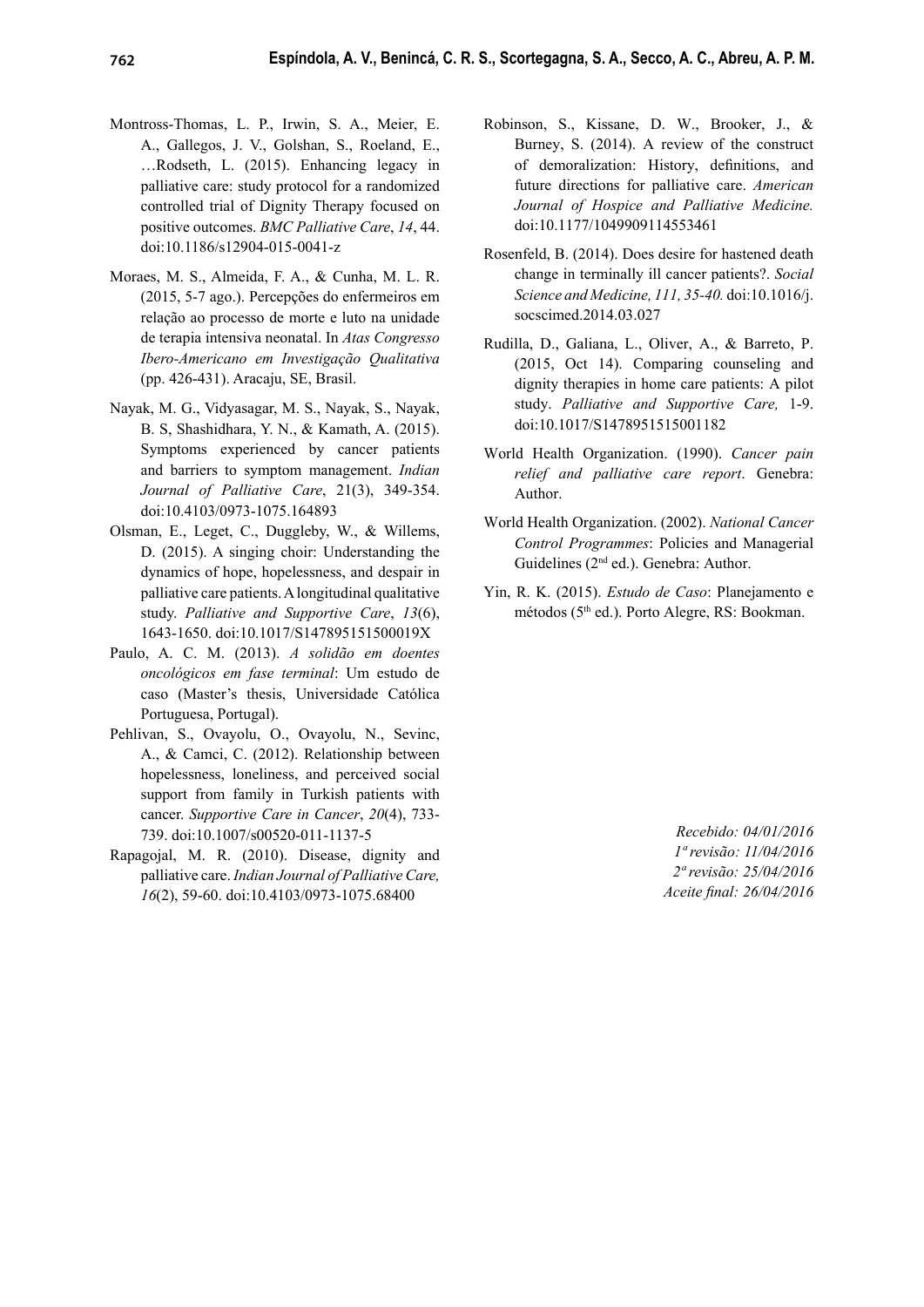Montross-Thomas, L. P., Irwin, S. A., Meier, E. A., Gallegos, J. V., Golshan, S., Roeland, E., …Rodseth, L. (2015). Enhancing legacy in palliative care: study protocol for a randomized controlled trial of Dignity Therapy focused on positive outcomes. *BMC Palliative Care*, *14*, 44. doi:10.1186/s12904-015-0041-z

Moraes, M. S., Almeida, F. A., & Cunha, M. L. R. (2015, 5-7 ago.). Percepções do enfermeiros em relação ao processo de morte e luto na unidade de terapia intensiva neonatal. In *Atas Congresso Ibero-Americano em Investigação Qualitativa* (pp. 426-431). Aracaju, SE, Brasil.

Nayak, M. G., Vidyasagar, M. S., Nayak, S., Nayak, B. S, Shashidhara, Y. N., & Kamath, A. (2015). Symptoms experienced by cancer patients and barriers to symptom management. *Indian Journal of Palliative Care*, 21(3), 349-354. doi:10.4103/0973-1075.164893

Olsman, E., Leget, C., Duggleby, W., & Willems, D. (2015). A singing choir: Understanding the dynamics of hope, hopelessness, and despair in palliative care patients. A longitudinal qualitative study. *Palliative and Supportive Care*, *13*(6), 1643-1650. doi:10.1017/S147895151500019X

Paulo, A. C. M. (2013). *A solidão em doentes oncológicos em fase terminal*: Um estudo de caso (Master's thesis, Universidade Católica Portuguesa, Portugal).

Pehlivan, S., Ovayolu, O., Ovayolu, N., Sevinc, A., & Camci, C. (2012). Relationship between hopelessness, loneliness, and perceived social support from family in Turkish patients with cancer. *Supportive Care in Cancer*, *20*(4), 733-739. doi:10.1007/s00520-011-1137-5

Rapagojal, M. R. (2010). Disease, dignity and palliative care. *Indian Journal of Palliative Care, 16*(2), 59-60. doi:10.4103/0973-1075.68400

Robinson, S., Kissane, D. W., Brooker, J., & Burney, S. (2014). A review of the construct of demoralization: History, definitions, and future directions for palliative care. *American Journal of Hospice and Palliative Medicine.* doi:10.1177/1049909114553461

Rosenfeld, B. (2014). Does desire for hastened death change in terminally ill cancer patients?. *Social Science and Medicine, 111, 35-40.* doi:10.1016/j.socscimed.2014.03.027

Rudilla, D., Galiana, L., Oliver, A., & Barreto, P. (2015, Oct 14). Comparing counseling and dignity therapies in home care patients: A pilot study. *Palliative and Supportive Care,* 1-9. doi:10.1017/S1478951515001182

World Health Organization. (1990). *Cancer pain relief and palliative care report*. Genebra: Author.

World Health Organization. (2002). *National Cancer Control Programmes*: Policies and Managerial Guidelines (2nd ed.). Genebra: Author.

Yin, R. K. (2015). *Estudo de Caso*: Planejamento e métodos (5th ed.). Porto Alegre, RS: Bookman.

*Recebido: 04/01/2016*
*1ª revisão: 11/04/2016*
*2ª revisão: 25/04/2016*
*Aceite final: 26/04/2016*